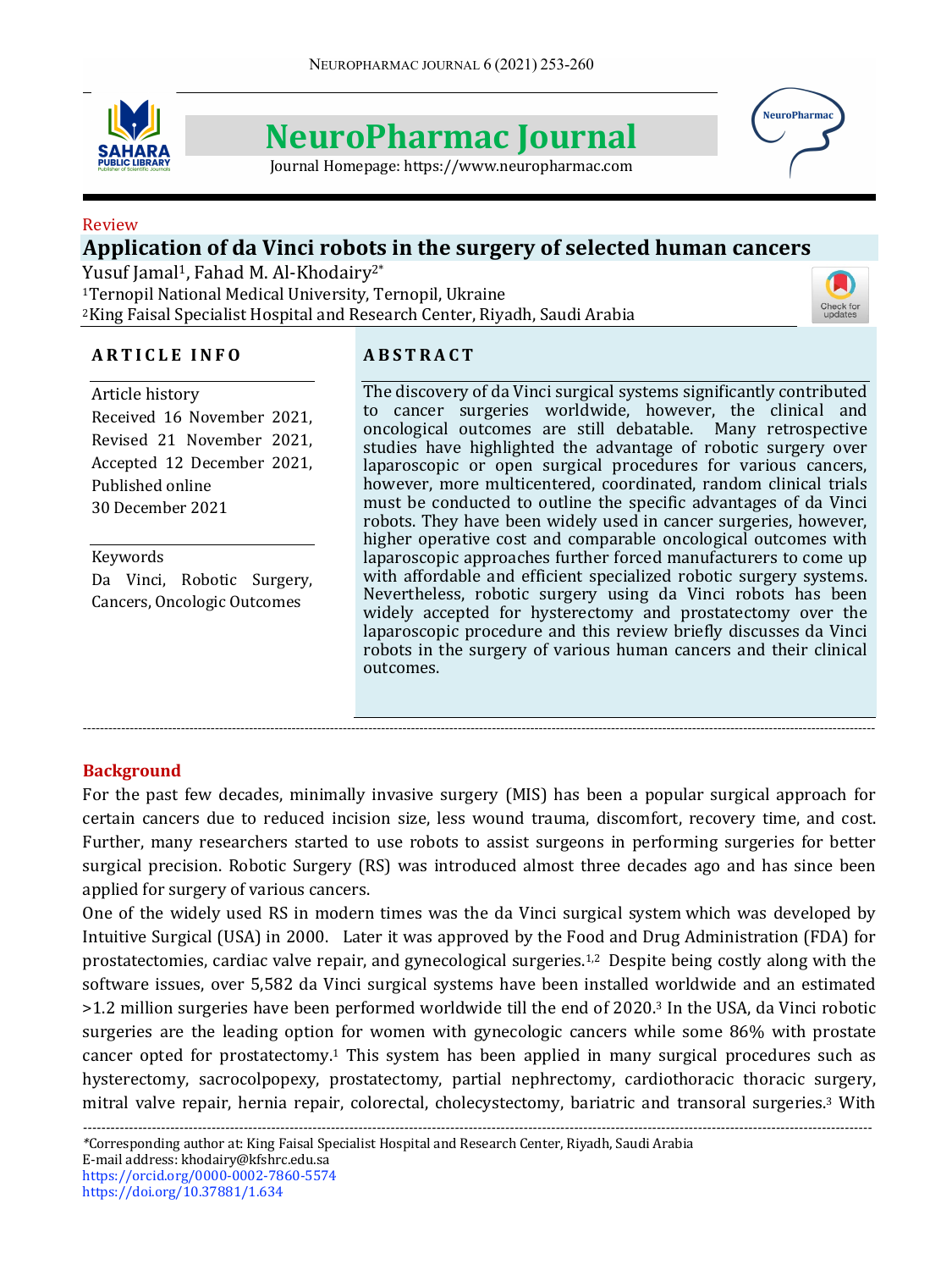Review

# Application of da Vinci robots in the surgery of selected human cancers

Yusuf Jamal[1], Fahad M. Al-Khodairy[2*]

[1]Ternopil National Medical University, Ternopil, Ukraine

[2]King Faisal Specialist Hospital and Research Center, Riyadh, Saudi Arabia

**ARTICLE INFO**

Article history
Received 16 November 2021,
Revised 21 November 2021,
Accepted 12 December 2021,
Published online
30 December 2021

Keywords
Da Vinci, Robotic Surgery, Cancers, Oncologic Outcomes

**ABSTRACT**

The discovery of da Vinci surgical systems significantly contributed to cancer surgeries worldwide, however, the clinical and oncological outcomes are still debatable. Many retrospective studies have highlighted the advantage of robotic surgery over laparoscopic or open surgical procedures for various cancers, however, more multicentered, coordinated, random clinical trials must be conducted to outline the specific advantages of da Vinci robots. They have been widely used in cancer surgeries, however, higher operative cost and comparable oncological outcomes with laparoscopic approaches further forced manufacturers to come up with affordable and efficient specialized robotic surgery systems. Nevertheless, robotic surgery using da Vinci robots has been widely accepted for hysterectomy and prostatectomy over the laparoscopic procedure and this review briefly discusses da Vinci robots in the surgery of various human cancers and their clinical outcomes.

## Background

For the past few decades, minimally invasive surgery (MIS) has been a popular surgical approach for certain cancers due to reduced incision size, less wound trauma, discomfort, recovery time, and cost. Further, many researchers started to use robots to assist surgeons in performing surgeries for better surgical precision. Robotic Surgery (RS) was introduced almost three decades ago and has since been applied for surgery of various cancers.

One of the widely used RS in modern times was the da Vinci surgical system which was developed by Intuitive Surgical (USA) in 2000. Later it was approved by the Food and Drug Administration (FDA) for prostatectomies, cardiac valve repair, and gynecological surgeries.[1,2] Despite being costly along with the software issues, over 5,582 da Vinci surgical systems have been installed worldwide and an estimated >1.2 million surgeries have been performed worldwide till the end of 2020.[3] In the USA, da Vinci robotic surgeries are the leading option for women with gynecologic cancers while some 86% with prostate cancer opted for prostatectomy.[1] This system has been applied in many surgical procedures such as hysterectomy, sacrocolpopexy, prostatectomy, partial nephrectomy, cardiothoracic thoracic surgery, mitral valve repair, hernia repair, colorectal, cholecystectomy, bariatric and transoral surgeries.[3] With

---

*Corresponding author at: King Faisal Specialist Hospital and Research Center, Riyadh, Saudi Arabia
E-mail address: khodairy@kfshrc.edu.sa
https://orcid.org/0000-0002-7860-5574
https://doi.org/10.37881/1.634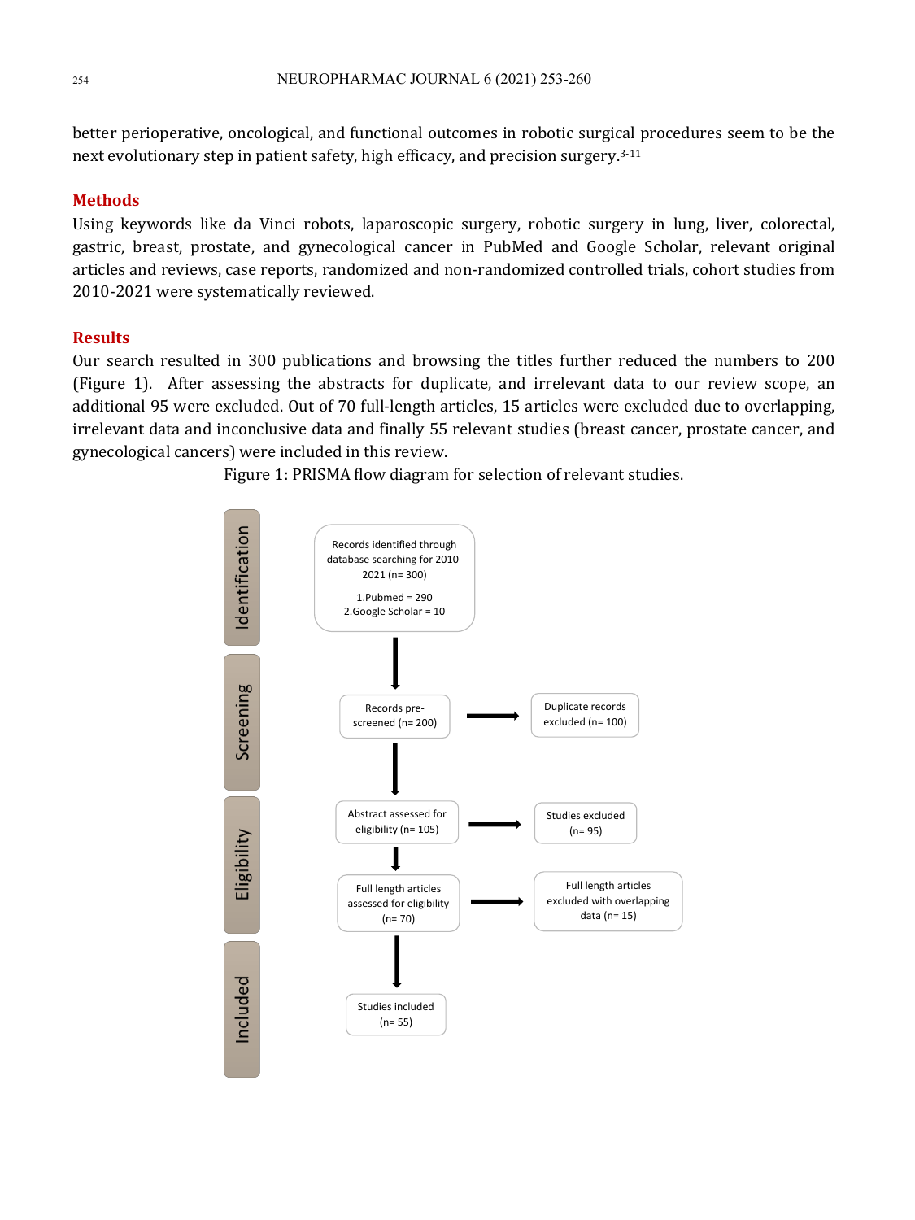better perioperative, oncological, and functional outcomes in robotic surgical procedures seem to be the next evolutionary step in patient safety, high efficacy, and precision surgery.[3-11]

## Methods

Using keywords like da Vinci robots, laparoscopic surgery, robotic surgery in lung, liver, colorectal, gastric, breast, prostate, and gynecological cancer in PubMed and Google Scholar, relevant original articles and reviews, case reports, randomized and non-randomized controlled trials, cohort studies from 2010-2021 were systematically reviewed.

## Results

Our search resulted in 300 publications and browsing the titles further reduced the numbers to 200 (Figure 1). After assessing the abstracts for duplicate, and irrelevant data to our review scope, an additional 95 were excluded. Out of 70 full-length articles, 15 articles were excluded due to overlapping, irrelevant data and inconclusive data and finally 55 relevant studies (breast cancer, prostate cancer, and gynecological cancers) were included in this review.

Figure 1: PRISMA flow diagram for selection of relevant studies.

**Identification**
- Records identified through database searching for 2010-2021 (n= 300)
  1. Pubmed = 290
  2. Google Scholar = 10

**Screening**
- Records pre-screened (n= 200) → Duplicate records excluded (n= 100)

**Eligibility**
- Abstract assessed for eligibility (n= 105) → Studies excluded (n= 95)
- Full length articles assessed for eligibility (n= 70) → Full length articles excluded with overlapping data (n= 15)

**Included**
- Studies included (n= 55)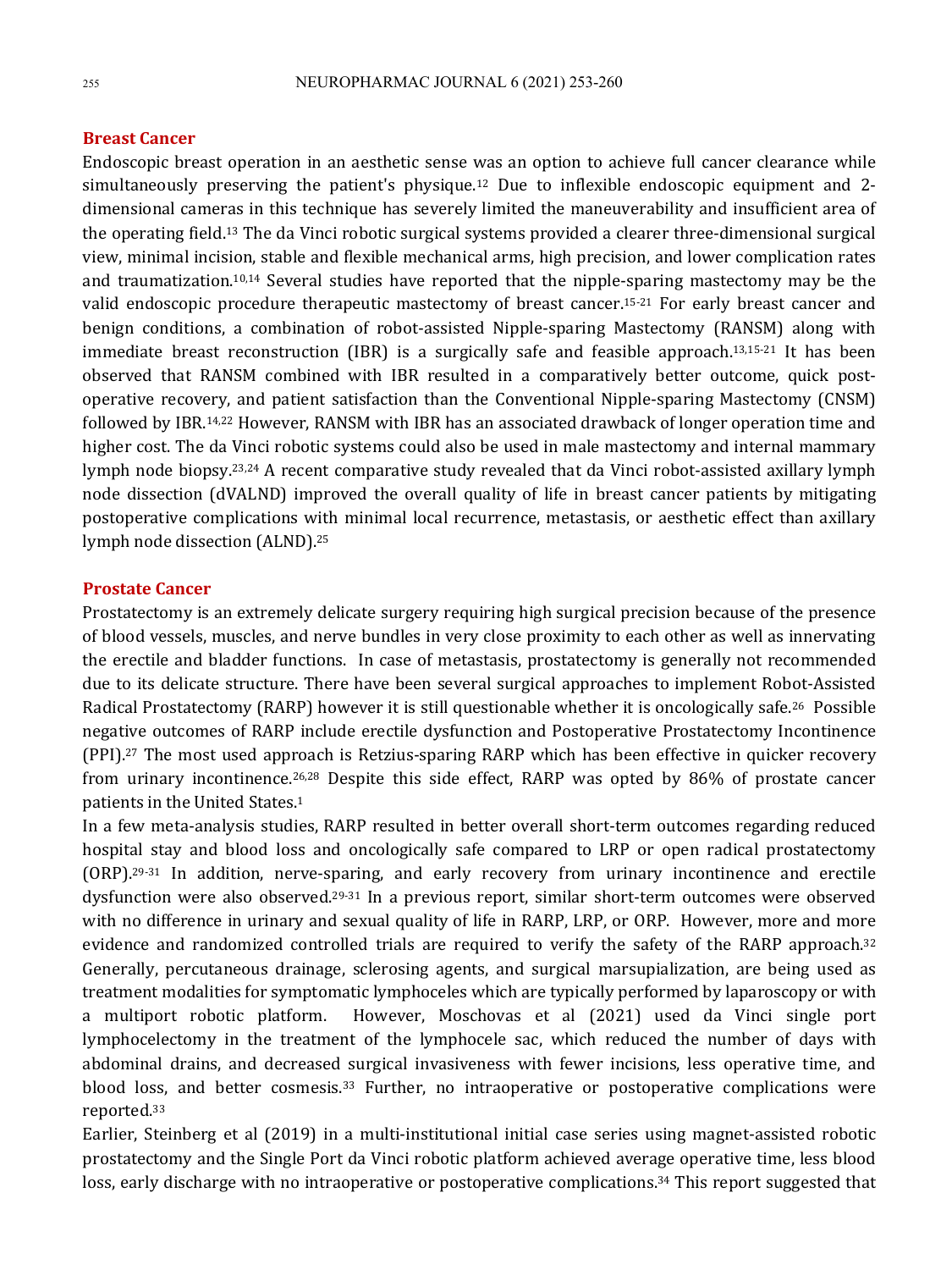## Breast Cancer

Endoscopic breast operation in an aesthetic sense was an option to achieve full cancer clearance while simultaneously preserving the patient's physique.[12] Due to inflexible endoscopic equipment and 2-dimensional cameras in this technique has severely limited the maneuverability and insufficient area of the operating field.[13] The da Vinci robotic surgical systems provided a clearer three-dimensional surgical view, minimal incision, stable and flexible mechanical arms, high precision, and lower complication rates and traumatization.[10,14] Several studies have reported that the nipple-sparing mastectomy may be the valid endoscopic procedure therapeutic mastectomy of breast cancer.[15-21] For early breast cancer and benign conditions, a combination of robot-assisted Nipple-sparing Mastectomy (RANSM) along with immediate breast reconstruction (IBR) is a surgically safe and feasible approach.[13,15-21] It has been observed that RANSM combined with IBR resulted in a comparatively better outcome, quick post-operative recovery, and patient satisfaction than the Conventional Nipple-sparing Mastectomy (CNSM) followed by IBR.[14,22] However, RANSM with IBR has an associated drawback of longer operation time and higher cost. The da Vinci robotic systems could also be used in male mastectomy and internal mammary lymph node biopsy.[23,24] A recent comparative study revealed that da Vinci robot-assisted axillary lymph node dissection (dVALND) improved the overall quality of life in breast cancer patients by mitigating postoperative complications with minimal local recurrence, metastasis, or aesthetic effect than axillary lymph node dissection (ALND).[25]

## Prostate Cancer

Prostatectomy is an extremely delicate surgery requiring high surgical precision because of the presence of blood vessels, muscles, and nerve bundles in very close proximity to each other as well as innervating the erectile and bladder functions. In case of metastasis, prostatectomy is generally not recommended due to its delicate structure. There have been several surgical approaches to implement Robot-Assisted Radical Prostatectomy (RARP) however it is still questionable whether it is oncologically safe.[26] Possible negative outcomes of RARP include erectile dysfunction and Postoperative Prostatectomy Incontinence (PPI).[27] The most used approach is Retzius-sparing RARP which has been effective in quicker recovery from urinary incontinence.[26,28] Despite this side effect, RARP was opted by 86% of prostate cancer patients in the United States.[1]

In a few meta-analysis studies, RARP resulted in better overall short-term outcomes regarding reduced hospital stay and blood loss and oncologically safe compared to LRP or open radical prostatectomy (ORP).[29-31] In addition, nerve-sparing, and early recovery from urinary incontinence and erectile dysfunction were also observed.[29-31] In a previous report, similar short-term outcomes were observed with no difference in urinary and sexual quality of life in RARP, LRP, or ORP. However, more and more evidence and randomized controlled trials are required to verify the safety of the RARP approach.[32]

Generally, percutaneous drainage, sclerosing agents, and surgical marsupialization, are being used as treatment modalities for symptomatic lymphoceles which are typically performed by laparoscopy or with a multiport robotic platform. However, Moschovas et al (2021) used da Vinci single port lymphocelectomy in the treatment of the lymphocele sac, which reduced the number of days with abdominal drains, and decreased surgical invasiveness with fewer incisions, less operative time, and blood loss, and better cosmesis.[33] Further, no intraoperative or postoperative complications were reported.[33]

Earlier, Steinberg et al (2019) in a multi-institutional initial case series using magnet-assisted robotic prostatectomy and the Single Port da Vinci robotic platform achieved average operative time, less blood loss, early discharge with no intraoperative or postoperative complications.[34] This report suggested that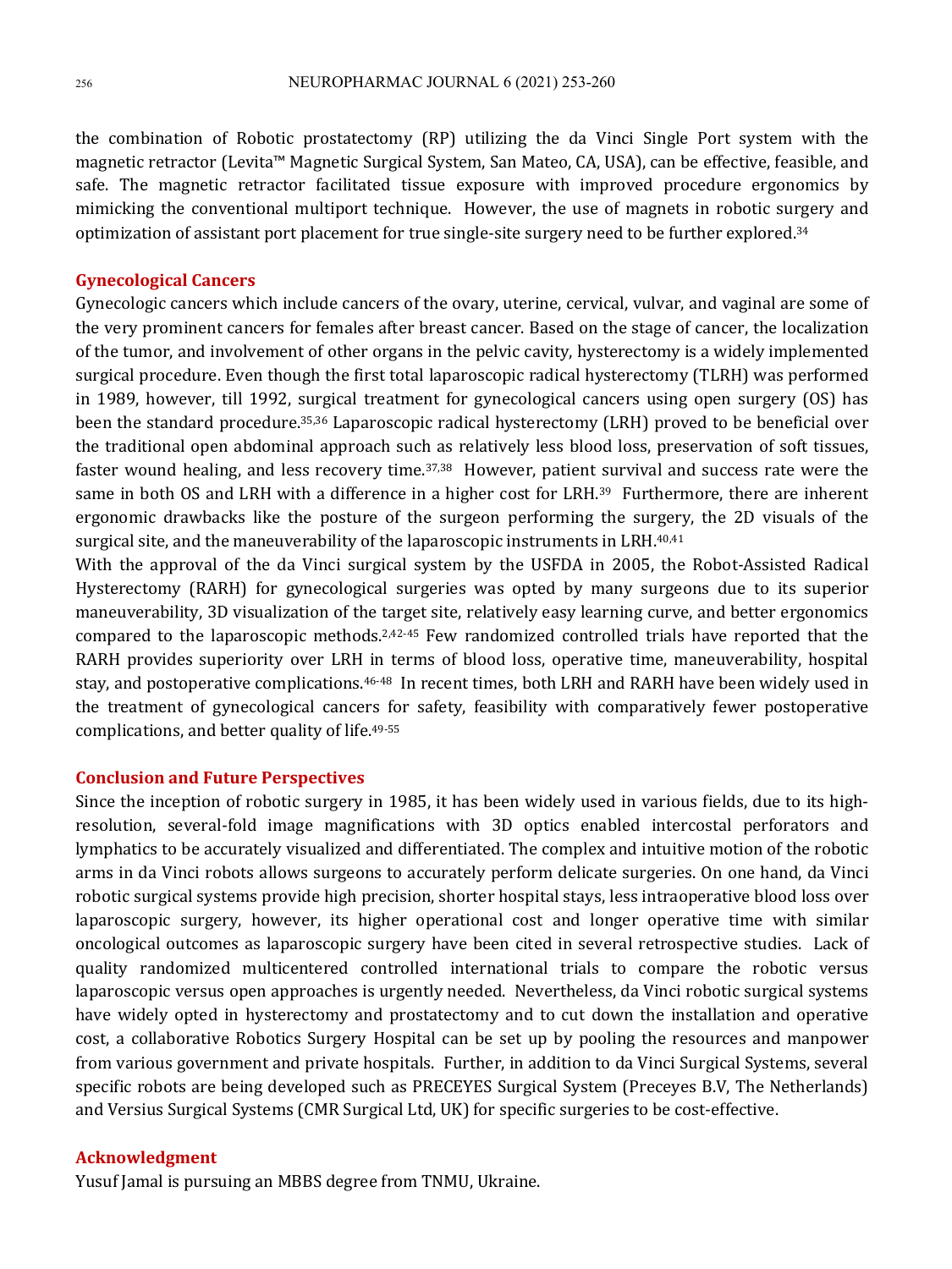the combination of Robotic prostatectomy (RP) utilizing the da Vinci Single Port system with the magnetic retractor (Levita™ Magnetic Surgical System, San Mateo, CA, USA), can be effective, feasible, and safe. The magnetic retractor facilitated tissue exposure with improved procedure ergonomics by mimicking the conventional multiport technique. However, the use of magnets in robotic surgery and optimization of assistant port placement for true single-site surgery need to be further explored.[34]

## Gynecological Cancers

Gynecologic cancers which include cancers of the ovary, uterine, cervical, vulvar, and vaginal are some of the very prominent cancers for females after breast cancer. Based on the stage of cancer, the localization of the tumor, and involvement of other organs in the pelvic cavity, hysterectomy is a widely implemented surgical procedure. Even though the first total laparoscopic radical hysterectomy (TLRH) was performed in 1989, however, till 1992, surgical treatment for gynecological cancers using open surgery (OS) has been the standard procedure.[35,36] Laparoscopic radical hysterectomy (LRH) proved to be beneficial over the traditional open abdominal approach such as relatively less blood loss, preservation of soft tissues, faster wound healing, and less recovery time.[37,38] However, patient survival and success rate were the same in both OS and LRH with a difference in a higher cost for LRH.[39] Furthermore, there are inherent ergonomic drawbacks like the posture of the surgeon performing the surgery, the 2D visuals of the surgical site, and the maneuverability of the laparoscopic instruments in LRH.[40,41]

With the approval of the da Vinci surgical system by the USFDA in 2005, the Robot-Assisted Radical Hysterectomy (RARH) for gynecological surgeries was opted by many surgeons due to its superior maneuverability, 3D visualization of the target site, relatively easy learning curve, and better ergonomics compared to the laparoscopic methods.[2,42-45] Few randomized controlled trials have reported that the RARH provides superiority over LRH in terms of blood loss, operative time, maneuverability, hospital stay, and postoperative complications.[46-48] In recent times, both LRH and RARH have been widely used in the treatment of gynecological cancers for safety, feasibility with comparatively fewer postoperative complications, and better quality of life.[49-55]

## Conclusion and Future Perspectives

Since the inception of robotic surgery in 1985, it has been widely used in various fields, due to its high-resolution, several-fold image magnifications with 3D optics enabled intercostal perforators and lymphatics to be accurately visualized and differentiated. The complex and intuitive motion of the robotic arms in da Vinci robots allows surgeons to accurately perform delicate surgeries. On one hand, da Vinci robotic surgical systems provide high precision, shorter hospital stays, less intraoperative blood loss over laparoscopic surgery, however, its higher operational cost and longer operative time with similar oncological outcomes as laparoscopic surgery have been cited in several retrospective studies. Lack of quality randomized multicentered controlled international trials to compare the robotic versus laparoscopic versus open approaches is urgently needed. Nevertheless, da Vinci robotic surgical systems have widely opted in hysterectomy and prostatectomy and to cut down the installation and operative cost, a collaborative Robotics Surgery Hospital can be set up by pooling the resources and manpower from various government and private hospitals. Further, in addition to da Vinci Surgical Systems, several specific robots are being developed such as PRECEYES Surgical System (Preceyes B.V, The Netherlands) and Versius Surgical Systems (CMR Surgical Ltd, UK) for specific surgeries to be cost-effective.

## Acknowledgment

Yusuf Jamal is pursuing an MBBS degree from TNMU, Ukraine.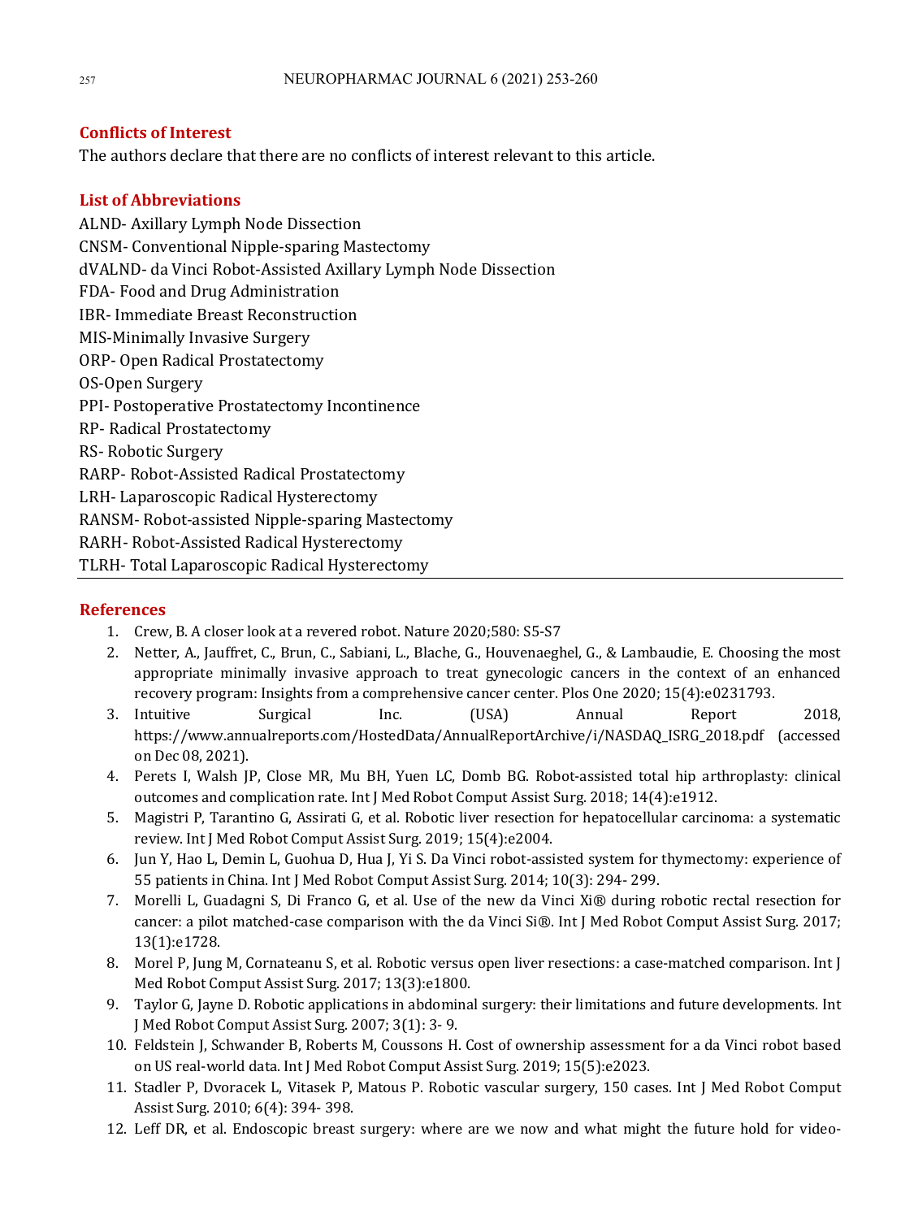## Conflicts of Interest

The authors declare that there are no conflicts of interest relevant to this article.

## List of Abbreviations

ALND- Axillary Lymph Node Dissection
CNSM- Conventional Nipple-sparing Mastectomy
dVALND- da Vinci Robot-Assisted Axillary Lymph Node Dissection
FDA- Food and Drug Administration
IBR- Immediate Breast Reconstruction
MIS-Minimally Invasive Surgery
ORP- Open Radical Prostatectomy
OS-Open Surgery
PPI- Postoperative Prostatectomy Incontinence
RP- Radical Prostatectomy
RS- Robotic Surgery
RARP- Robot-Assisted Radical Prostatectomy
LRH- Laparoscopic Radical Hysterectomy
RANSM- Robot-assisted Nipple-sparing Mastectomy
RARH- Robot-Assisted Radical Hysterectomy
TLRH- Total Laparoscopic Radical Hysterectomy

## References

1. Crew, B. A closer look at a revered robot. Nature 2020;580: S5-S7
2. Netter, A., Jauffret, C., Brun, C., Sabiani, L., Blache, G., Houvenaeghel, G., & Lambaudie, E. Choosing the most appropriate minimally invasive approach to treat gynecologic cancers in the context of an enhanced recovery program: Insights from a comprehensive cancer center. Plos One 2020; 15(4):e0231793.
3. Intuitive Surgical Inc. (USA) Annual Report 2018, https://www.annualreports.com/HostedData/AnnualReportArchive/i/NASDAQ_ISRG_2018.pdf (accessed on Dec 08, 2021).
4. Perets I, Walsh JP, Close MR, Mu BH, Yuen LC, Domb BG. Robot-assisted total hip arthroplasty: clinical outcomes and complication rate. Int J Med Robot Comput Assist Surg. 2018; 14(4):e1912.
5. Magistri P, Tarantino G, Assirati G, et al. Robotic liver resection for hepatocellular carcinoma: a systematic review. Int J Med Robot Comput Assist Surg. 2019; 15(4):e2004.
6. Jun Y, Hao L, Demin L, Guohua D, Hua J, Yi S. Da Vinci robot-assisted system for thymectomy: experience of 55 patients in China. Int J Med Robot Comput Assist Surg. 2014; 10(3): 294- 299.
7. Morelli L, Guadagni S, Di Franco G, et al. Use of the new da Vinci Xi® during robotic rectal resection for cancer: a pilot matched-case comparison with the da Vinci Si®. Int J Med Robot Comput Assist Surg. 2017; 13(1):e1728.
8. Morel P, Jung M, Cornateanu S, et al. Robotic versus open liver resections: a case-matched comparison. Int J Med Robot Comput Assist Surg. 2017; 13(3):e1800.
9. Taylor G, Jayne D. Robotic applications in abdominal surgery: their limitations and future developments. Int J Med Robot Comput Assist Surg. 2007; 3(1): 3- 9.
10. Feldstein J, Schwander B, Roberts M, Coussons H. Cost of ownership assessment for a da Vinci robot based on US real-world data. Int J Med Robot Comput Assist Surg. 2019; 15(5):e2023.
11. Stadler P, Dvoracek L, Vitasek P, Matous P. Robotic vascular surgery, 150 cases. Int J Med Robot Comput Assist Surg. 2010; 6(4): 394- 398.
12. Leff DR, et al. Endoscopic breast surgery: where are we now and what might the future hold for video-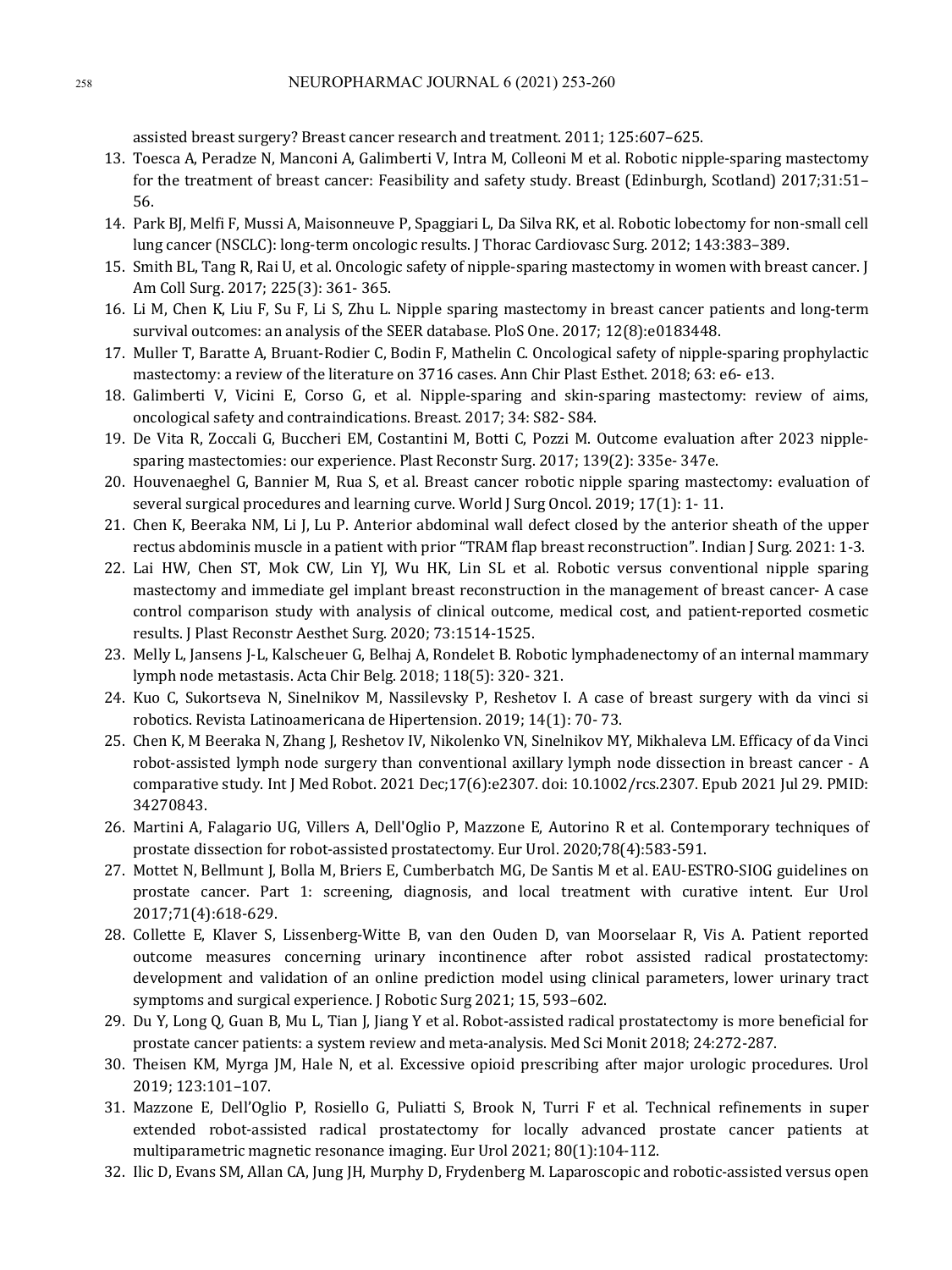assisted breast surgery? Breast cancer research and treatment. 2011; 125:607–625.

13. Toesca A, Peradze N, Manconi A, Galimberti V, Intra M, Colleoni M et al. Robotic nipple-sparing mastectomy for the treatment of breast cancer: Feasibility and safety study. Breast (Edinburgh, Scotland) 2017;31:51–56.
14. Park BJ, Melfi F, Mussi A, Maisonneuve P, Spaggiari L, Da Silva RK, et al. Robotic lobectomy for non-small cell lung cancer (NSCLC): long-term oncologic results. J Thorac Cardiovasc Surg. 2012; 143:383–389.
15. Smith BL, Tang R, Rai U, et al. Oncologic safety of nipple-sparing mastectomy in women with breast cancer. J Am Coll Surg. 2017; 225(3): 361- 365.
16. Li M, Chen K, Liu F, Su F, Li S, Zhu L. Nipple sparing mastectomy in breast cancer patients and long-term survival outcomes: an analysis of the SEER database. PloS One. 2017; 12(8):e0183448.
17. Muller T, Baratte A, Bruant-Rodier C, Bodin F, Mathelin C. Oncological safety of nipple-sparing prophylactic mastectomy: a review of the literature on 3716 cases. Ann Chir Plast Esthet. 2018; 63: e6- e13.
18. Galimberti V, Vicini E, Corso G, et al. Nipple-sparing and skin-sparing mastectomy: review of aims, oncological safety and contraindications. Breast. 2017; 34: S82- S84.
19. De Vita R, Zoccali G, Buccheri EM, Costantini M, Botti C, Pozzi M. Outcome evaluation after 2023 nipple-sparing mastectomies: our experience. Plast Reconstr Surg. 2017; 139(2): 335e- 347e.
20. Houvenaeghel G, Bannier M, Rua S, et al. Breast cancer robotic nipple sparing mastectomy: evaluation of several surgical procedures and learning curve. World J Surg Oncol. 2019; 17(1): 1- 11.
21. Chen K, Beeraka NM, Li J, Lu P. Anterior abdominal wall defect closed by the anterior sheath of the upper rectus abdominis muscle in a patient with prior "TRAM flap breast reconstruction". Indian J Surg. 2021: 1-3.
22. Lai HW, Chen ST, Mok CW, Lin YJ, Wu HK, Lin SL et al. Robotic versus conventional nipple sparing mastectomy and immediate gel implant breast reconstruction in the management of breast cancer- A case control comparison study with analysis of clinical outcome, medical cost, and patient-reported cosmetic results. J Plast Reconstr Aesthet Surg. 2020; 73:1514-1525.
23. Melly L, Jansens J-L, Kalscheuer G, Belhaj A, Rondelet B. Robotic lymphadenectomy of an internal mammary lymph node metastasis. Acta Chir Belg. 2018; 118(5): 320- 321.
24. Kuo C, Sukortseva N, Sinelnikov M, Nassilevsky P, Reshetov I. A case of breast surgery with da vinci si robotics. Revista Latinoamericana de Hipertension. 2019; 14(1): 70- 73.
25. Chen K, M Beeraka N, Zhang J, Reshetov IV, Nikolenko VN, Sinelnikov MY, Mikhaleva LM. Efficacy of da Vinci robot-assisted lymph node surgery than conventional axillary lymph node dissection in breast cancer - A comparative study. Int J Med Robot. 2021 Dec;17(6):e2307. doi: 10.1002/rcs.2307. Epub 2021 Jul 29. PMID: 34270843.
26. Martini A, Falagario UG, Villers A, Dell'Oglio P, Mazzone E, Autorino R et al. Contemporary techniques of prostate dissection for robot-assisted prostatectomy. Eur Urol. 2020;78(4):583-591.
27. Mottet N, Bellmunt J, Bolla M, Briers E, Cumberbatch MG, De Santis M et al. EAU-ESTRO-SIOG guidelines on prostate cancer. Part 1: screening, diagnosis, and local treatment with curative intent. Eur Urol 2017;71(4):618-629.
28. Collette E, Klaver S, Lissenberg-Witte B, van den Ouden D, van Moorselaar R, Vis A. Patient reported outcome measures concerning urinary incontinence after robot assisted radical prostatectomy: development and validation of an online prediction model using clinical parameters, lower urinary tract symptoms and surgical experience. J Robotic Surg 2021; 15, 593–602.
29. Du Y, Long Q, Guan B, Mu L, Tian J, Jiang Y et al. Robot-assisted radical prostatectomy is more beneficial for prostate cancer patients: a system review and meta-analysis. Med Sci Monit 2018; 24:272-287.
30. Theisen KM, Myrga JM, Hale N, et al. Excessive opioid prescribing after major urologic procedures. Urol 2019; 123:101–107.
31. Mazzone E, Dell'Oglio P, Rosiello G, Puliatti S, Brook N, Turri F et al. Technical refinements in super extended robot-assisted radical prostatectomy for locally advanced prostate cancer patients at multiparametric magnetic resonance imaging. Eur Urol 2021; 80(1):104-112.
32. Ilic D, Evans SM, Allan CA, Jung JH, Murphy D, Frydenberg M. Laparoscopic and robotic-assisted versus open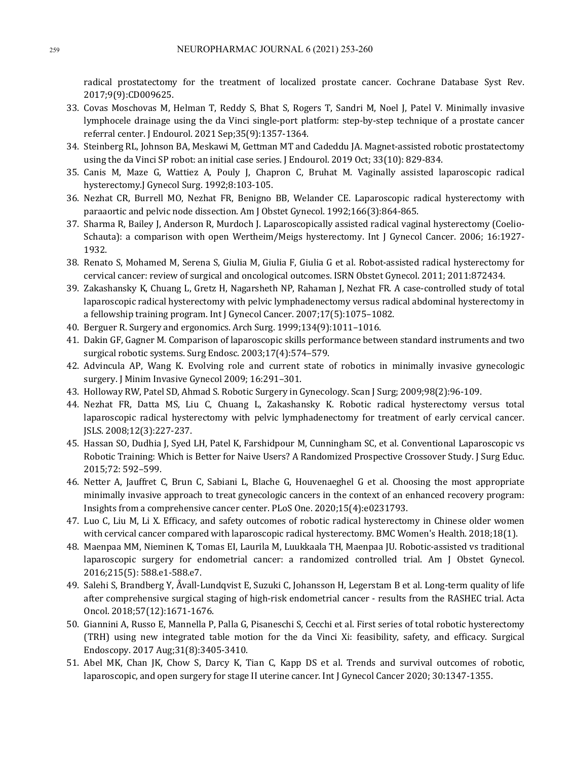radical prostatectomy for the treatment of localized prostate cancer. Cochrane Database Syst Rev. 2017;9(9):CD009625.

33. Covas Moschovas M, Helman T, Reddy S, Bhat S, Rogers T, Sandri M, Noel J, Patel V. Minimally invasive lymphocele drainage using the da Vinci single-port platform: step-by-step technique of a prostate cancer referral center. J Endourol. 2021 Sep;35(9):1357-1364.
34. Steinberg RL, Johnson BA, Meskawi M, Gettman MT and Cadeddu JA. Magnet-assisted robotic prostatectomy using the da Vinci SP robot: an initial case series. J Endourol. 2019 Oct; 33(10): 829-834.
35. Canis M, Maze G, Wattiez A, Pouly J, Chapron C, Bruhat M. Vaginally assisted laparoscopic radical hysterectomy.J Gynecol Surg. 1992;8:103-105.
36. Nezhat CR, Burrell MO, Nezhat FR, Benigno BB, Welander CE. Laparoscopic radical hysterectomy with paraaortic and pelvic node dissection. Am J Obstet Gynecol. 1992;166(3):864-865.
37. Sharma R, Bailey J, Anderson R, Murdoch J. Laparoscopically assisted radical vaginal hysterectomy (Coelio-Schauta): a comparison with open Wertheim/Meigs hysterectomy. Int J Gynecol Cancer. 2006; 16:1927-1932.
38. Renato S, Mohamed M, Serena S, Giulia M, Giulia F, Giulia G et al. Robot-assisted radical hysterectomy for cervical cancer: review of surgical and oncological outcomes. ISRN Obstet Gynecol. 2011; 2011:872434.
39. Zakashansky K, Chuang L, Gretz H, Nagarsheth NP, Rahaman J, Nezhat FR. A case-controlled study of total laparoscopic radical hysterectomy with pelvic lymphadenectomy versus radical abdominal hysterectomy in a fellowship training program. Int J Gynecol Cancer. 2007;17(5):1075–1082.
40. Berguer R. Surgery and ergonomics. Arch Surg. 1999;134(9):1011–1016.
41. Dakin GF, Gagner M. Comparison of laparoscopic skills performance between standard instruments and two surgical robotic systems. Surg Endosc. 2003;17(4):574–579.
42. Advincula AP, Wang K. Evolving role and current state of robotics in minimally invasive gynecologic surgery. J Minim Invasive Gynecol 2009; 16:291–301.
43. Holloway RW, Patel SD, Ahmad S. Robotic Surgery in Gynecology. Scan J Surg; 2009;98(2):96-109.
44. Nezhat FR, Datta MS, Liu C, Chuang L, Zakashansky K. Robotic radical hysterectomy versus total laparoscopic radical hysterectomy with pelvic lymphadenectomy for treatment of early cervical cancer. JSLS. 2008;12(3):227-237.
45. Hassan SO, Dudhia J, Syed LH, Patel K, Farshidpour M, Cunningham SC, et al. Conventional Laparoscopic vs Robotic Training: Which is Better for Naive Users? A Randomized Prospective Crossover Study. J Surg Educ. 2015;72: 592–599.
46. Netter A, Jauffret C, Brun C, Sabiani L, Blache G, Houvenaeghel G et al. Choosing the most appropriate minimally invasive approach to treat gynecologic cancers in the context of an enhanced recovery program: Insights from a comprehensive cancer center. PLoS One. 2020;15(4):e0231793.
47. Luo C, Liu M, Li X. Efficacy, and safety outcomes of robotic radical hysterectomy in Chinese older women with cervical cancer compared with laparoscopic radical hysterectomy. BMC Women's Health. 2018;18(1).
48. Maenpaa MM, Nieminen K, Tomas EI, Laurila M, Luukkaala TH, Maenpaa JU. Robotic-assisted vs traditional laparoscopic surgery for endometrial cancer: a randomized controlled trial. Am J Obstet Gynecol. 2016;215(5): 588.e1-588.e7.
49. Salehi S, Brandberg Y, Åvall-Lundqvist E, Suzuki C, Johansson H, Legerstam B et al. Long-term quality of life after comprehensive surgical staging of high-risk endometrial cancer - results from the RASHEC trial. Acta Oncol. 2018;57(12):1671-1676.
50. Giannini A, Russo E, Mannella P, Palla G, Pisaneschi S, Cecchi et al. First series of total robotic hysterectomy (TRH) using new integrated table motion for the da Vinci Xi: feasibility, safety, and efficacy. Surgical Endoscopy. 2017 Aug;31(8):3405-3410.
51. Abel MK, Chan JK, Chow S, Darcy K, Tian C, Kapp DS et al. Trends and survival outcomes of robotic, laparoscopic, and open surgery for stage II uterine cancer. Int J Gynecol Cancer 2020; 30:1347-1355.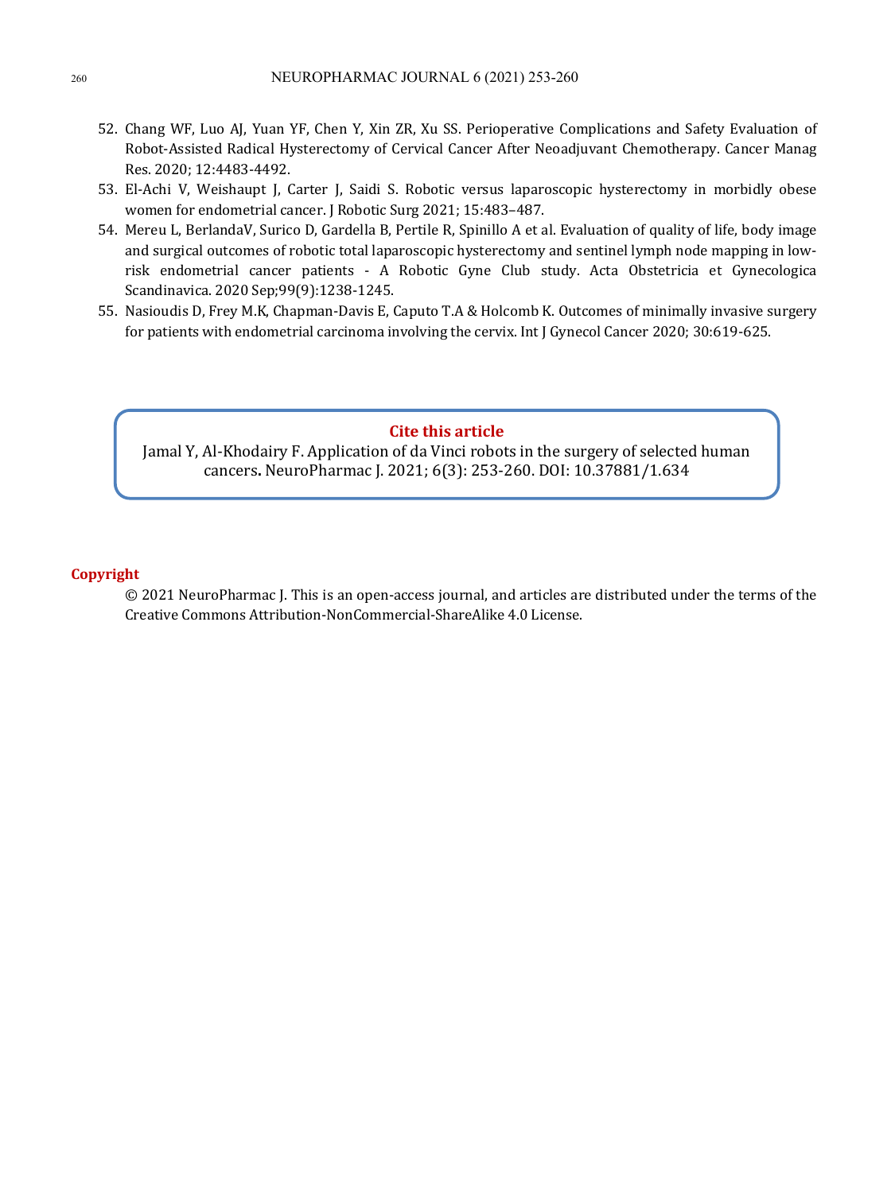52. Chang WF, Luo AJ, Yuan YF, Chen Y, Xin ZR, Xu SS. Perioperative Complications and Safety Evaluation of Robot-Assisted Radical Hysterectomy of Cervical Cancer After Neoadjuvant Chemotherapy. Cancer Manag Res. 2020; 12:4483-4492.
53. El-Achi V, Weishaupt J, Carter J, Saidi S. Robotic versus laparoscopic hysterectomy in morbidly obese women for endometrial cancer. J Robotic Surg 2021; 15:483–487.
54. Mereu L, BerlandaV, Surico D, Gardella B, Pertile R, Spinillo A et al. Evaluation of quality of life, body image and surgical outcomes of robotic total laparoscopic hysterectomy and sentinel lymph node mapping in low-risk endometrial cancer patients - A Robotic Gyne Club study. Acta Obstetricia et Gynecologica Scandinavica. 2020 Sep;99(9):1238-1245.
55. Nasioudis D, Frey M.K, Chapman-Davis E, Caputo T.A & Holcomb K. Outcomes of minimally invasive surgery for patients with endometrial carcinoma involving the cervix. Int J Gynecol Cancer 2020; 30:619-625.

**Cite this article**

Jamal Y, Al-Khodairy F. Application of da Vinci robots in the surgery of selected human cancers**.** NeuroPharmac J. 2021; 6(3): 253-260. DOI: 10.37881/1.634

**Copyright**

© 2021 NeuroPharmac J. This is an open-access journal, and articles are distributed under the terms of the Creative Commons Attribution-NonCommercial-ShareAlike 4.0 License.